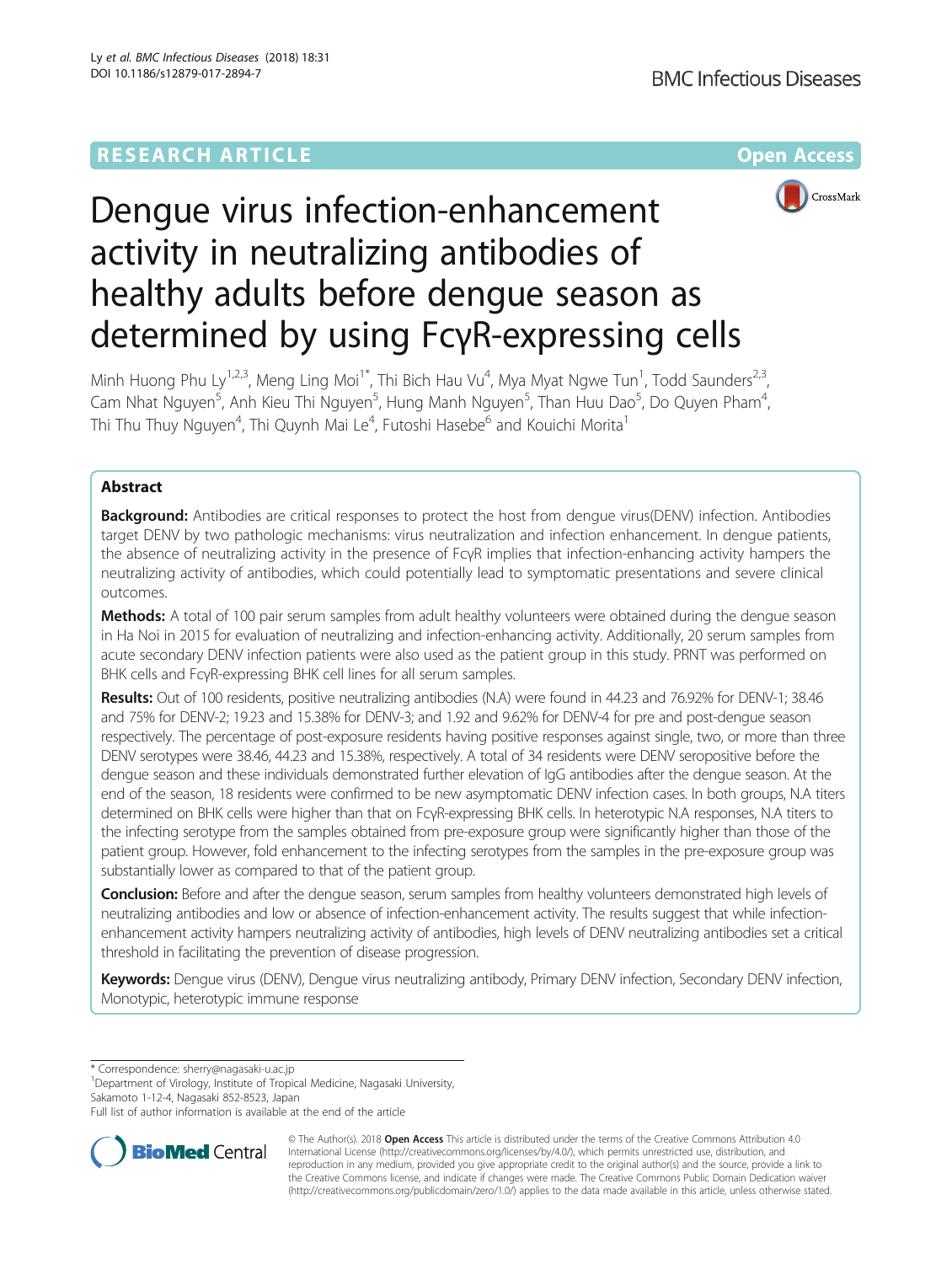RESEARCH ARTICLE

Open Access

# Dengue virus infection-enhancement activity in neutralizing antibodies of healthy adults before dengue season as determined by using FcγR-expressing cells

Minh Huong Phu Ly[1,2,3], Meng Ling Moi[1*], Thi Bich Hau Vu[4], Mya Myat Ngwe Tun[1], Todd Saunders[2,3], Cam Nhat Nguyen[5], Anh Kieu Thi Nguyen[5], Hung Manh Nguyen[5], Than Huu Dao[5], Do Quyen Pham[4], Thi Thu Thuy Nguyen[4], Thi Quynh Mai Le[4], Futoshi Hasebe[6] and Kouichi Morita[1]

## Abstract

**Background:** Antibodies are critical responses to protect the host from dengue virus(DENV) infection. Antibodies target DENV by two pathologic mechanisms: virus neutralization and infection enhancement. In dengue patients, the absence of neutralizing activity in the presence of FcγR implies that infection-enhancing activity hampers the neutralizing activity of antibodies, which could potentially lead to symptomatic presentations and severe clinical outcomes.

**Methods:** A total of 100 pair serum samples from adult healthy volunteers were obtained during the dengue season in Ha Noi in 2015 for evaluation of neutralizing and infection-enhancing activity. Additionally, 20 serum samples from acute secondary DENV infection patients were also used as the patient group in this study. PRNT was performed on BHK cells and FcγR-expressing BHK cell lines for all serum samples.

**Results:** Out of 100 residents, positive neutralizing antibodies (N.A) were found in 44.23 and 76.92% for DENV-1; 38.46 and 75% for DENV-2; 19.23 and 15.38% for DENV-3; and 1.92 and 9.62% for DENV-4 for pre and post-dengue season respectively. The percentage of post-exposure residents having positive responses against single, two, or more than three DENV serotypes were 38.46, 44.23 and 15.38%, respectively. A total of 34 residents were DENV seropositive before the dengue season and these individuals demonstrated further elevation of IgG antibodies after the dengue season. At the end of the season, 18 residents were confirmed to be new asymptomatic DENV infection cases. In both groups, N.A titers determined on BHK cells were higher than that on FcγR-expressing BHK cells. In heterotypic N.A responses, N.A titers to the infecting serotype from the samples obtained from pre-exposure group were significantly higher than those of the patient group. However, fold enhancement to the infecting serotypes from the samples in the pre-exposure group was substantially lower as compared to that of the patient group.

**Conclusion:** Before and after the dengue season, serum samples from healthy volunteers demonstrated high levels of neutralizing antibodies and low or absence of infection-enhancement activity. The results suggest that while infection-enhancement activity hampers neutralizing activity of antibodies, high levels of DENV neutralizing antibodies set a critical threshold in facilitating the prevention of disease progression.

**Keywords:** Dengue virus (DENV), Dengue virus neutralizing antibody, Primary DENV infection, Secondary DENV infection, Monotypic, heterotypic immune response

---

\* Correspondence: sherry@nagasaki-u.ac.jp

[1]Department of Virology, Institute of Tropical Medicine, Nagasaki University, Sakamoto 1-12-4, Nagasaki 852-8523, Japan

Full list of author information is available at the end of the article

© The Author(s). 2018 **Open Access** This article is distributed under the terms of the Creative Commons Attribution 4.0 International License (http://creativecommons.org/licenses/by/4.0/), which permits unrestricted use, distribution, and reproduction in any medium, provided you give appropriate credit to the original author(s) and the source, provide a link to the Creative Commons license, and indicate if changes were made. The Creative Commons Public Domain Dedication waiver (http://creativecommons.org/publicdomain/zero/1.0/) applies to the data made available in this article, unless otherwise stated.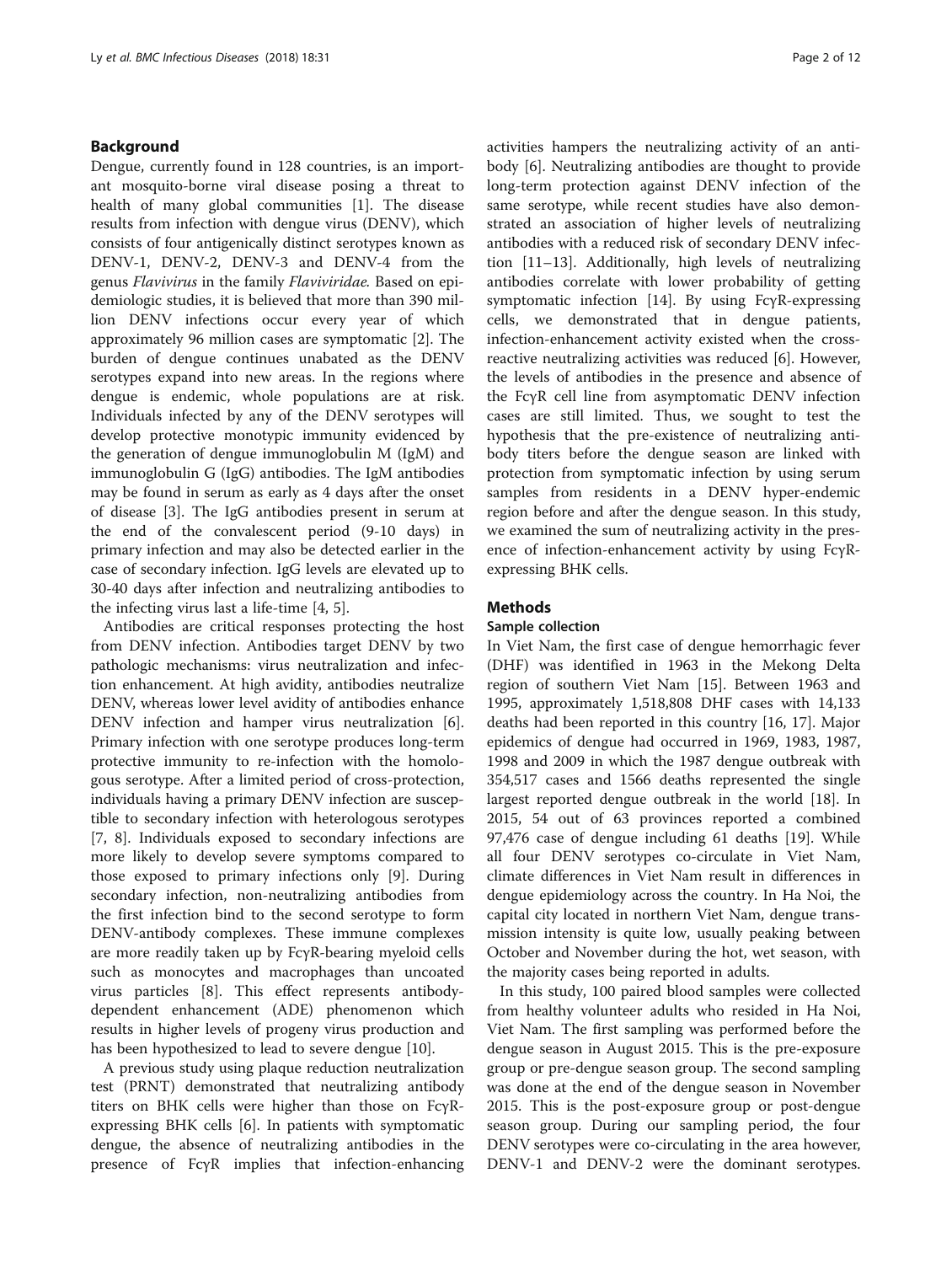## Background

Dengue, currently found in 128 countries, is an important mosquito-borne viral disease posing a threat to health of many global communities [1]. The disease results from infection with dengue virus (DENV), which consists of four antigenically distinct serotypes known as DENV-1, DENV-2, DENV-3 and DENV-4 from the genus *Flavivirus* in the family *Flaviviridae.* Based on epidemiologic studies, it is believed that more than 390 million DENV infections occur every year of which approximately 96 million cases are symptomatic [2]. The burden of dengue continues unabated as the DENV serotypes expand into new areas. In the regions where dengue is endemic, whole populations are at risk. Individuals infected by any of the DENV serotypes will develop protective monotypic immunity evidenced by the generation of dengue immunoglobulin M (IgM) and immunoglobulin G (IgG) antibodies. The IgM antibodies may be found in serum as early as 4 days after the onset of disease [3]. The IgG antibodies present in serum at the end of the convalescent period (9-10 days) in primary infection and may also be detected earlier in the case of secondary infection. IgG levels are elevated up to 30-40 days after infection and neutralizing antibodies to the infecting virus last a life-time [4, 5].

Antibodies are critical responses protecting the host from DENV infection. Antibodies target DENV by two pathologic mechanisms: virus neutralization and infection enhancement. At high avidity, antibodies neutralize DENV, whereas lower level avidity of antibodies enhance DENV infection and hamper virus neutralization [6]. Primary infection with one serotype produces long-term protective immunity to re-infection with the homologous serotype. After a limited period of cross-protection, individuals having a primary DENV infection are susceptible to secondary infection with heterologous serotypes [7, 8]. Individuals exposed to secondary infections are more likely to develop severe symptoms compared to those exposed to primary infections only [9]. During secondary infection, non-neutralizing antibodies from the first infection bind to the second serotype to form DENV-antibody complexes. These immune complexes are more readily taken up by FcγR-bearing myeloid cells such as monocytes and macrophages than uncoated virus particles [8]. This effect represents antibody-dependent enhancement (ADE) phenomenon which results in higher levels of progeny virus production and has been hypothesized to lead to severe dengue [10].

A previous study using plaque reduction neutralization test (PRNT) demonstrated that neutralizing antibody titers on BHK cells were higher than those on FcγR-expressing BHK cells [6]. In patients with symptomatic dengue, the absence of neutralizing antibodies in the presence of FcγR implies that infection-enhancing activities hampers the neutralizing activity of an antibody [6]. Neutralizing antibodies are thought to provide long-term protection against DENV infection of the same serotype, while recent studies have also demonstrated an association of higher levels of neutralizing antibodies with a reduced risk of secondary DENV infection [11–13]. Additionally, high levels of neutralizing antibodies correlate with lower probability of getting symptomatic infection [14]. By using FcγR-expressing cells, we demonstrated that in dengue patients, infection-enhancement activity existed when the cross-reactive neutralizing activities was reduced [6]. However, the levels of antibodies in the presence and absence of the FcγR cell line from asymptomatic DENV infection cases are still limited. Thus, we sought to test the hypothesis that the pre-existence of neutralizing antibody titers before the dengue season are linked with protection from symptomatic infection by using serum samples from residents in a DENV hyper-endemic region before and after the dengue season. In this study, we examined the sum of neutralizing activity in the presence of infection-enhancement activity by using FcγR-expressing BHK cells.

## Methods

### Sample collection

In Viet Nam, the first case of dengue hemorrhagic fever (DHF) was identified in 1963 in the Mekong Delta region of southern Viet Nam [15]. Between 1963 and 1995, approximately 1,518,808 DHF cases with 14,133 deaths had been reported in this country [16, 17]. Major epidemics of dengue had occurred in 1969, 1983, 1987, 1998 and 2009 in which the 1987 dengue outbreak with 354,517 cases and 1566 deaths represented the single largest reported dengue outbreak in the world [18]. In 2015, 54 out of 63 provinces reported a combined 97,476 case of dengue including 61 deaths [19]. While all four DENV serotypes co-circulate in Viet Nam, climate differences in Viet Nam result in differences in dengue epidemiology across the country. In Ha Noi, the capital city located in northern Viet Nam, dengue transmission intensity is quite low, usually peaking between October and November during the hot, wet season, with the majority cases being reported in adults.

In this study, 100 paired blood samples were collected from healthy volunteer adults who resided in Ha Noi, Viet Nam. The first sampling was performed before the dengue season in August 2015. This is the pre-exposure group or pre-dengue season group. The second sampling was done at the end of the dengue season in November 2015. This is the post-exposure group or post-dengue season group. During our sampling period, the four DENV serotypes were co-circulating in the area however, DENV-1 and DENV-2 were the dominant serotypes.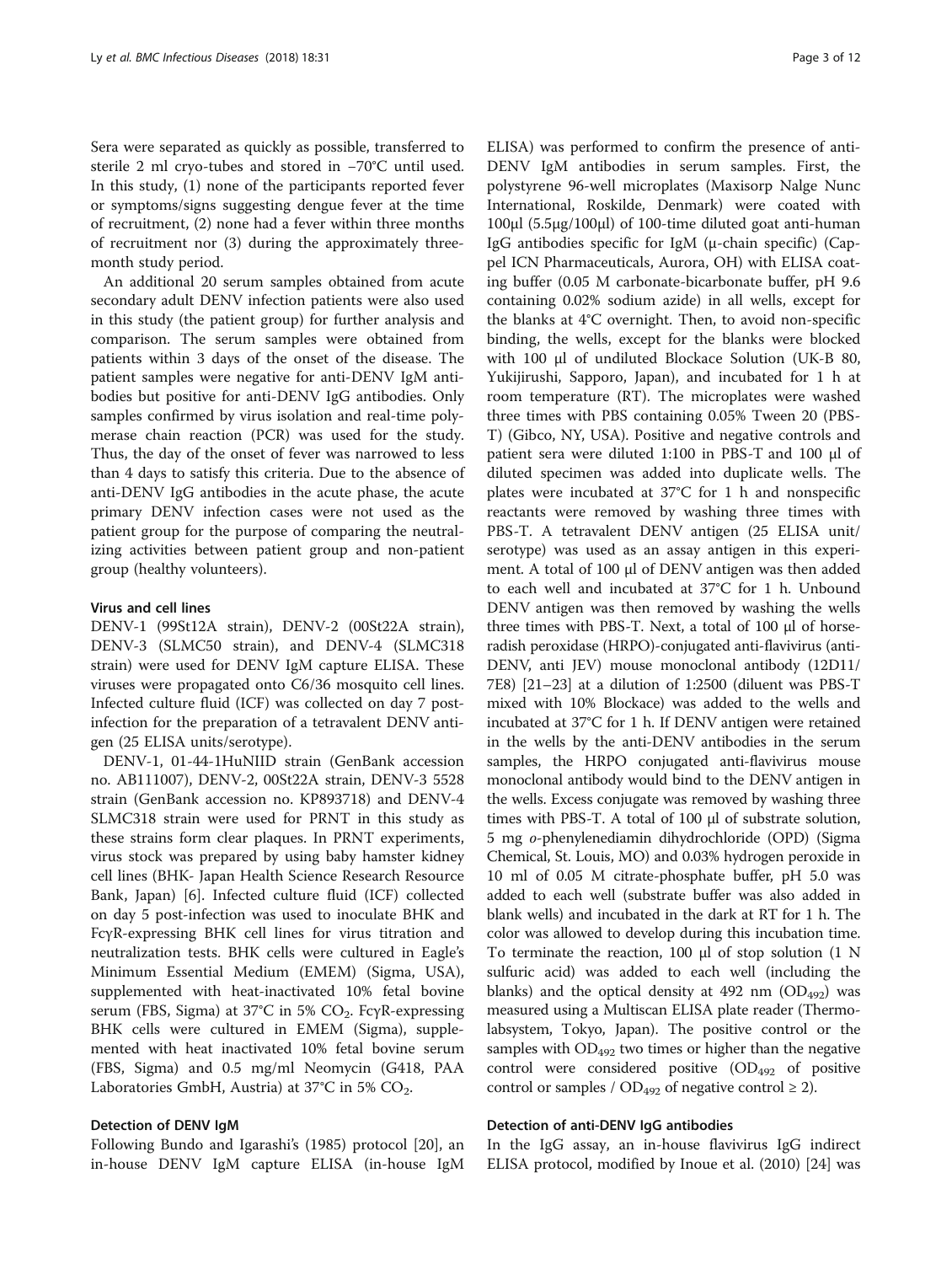Sera were separated as quickly as possible, transferred to sterile 2 ml cryo-tubes and stored in −70°C until used. In this study, (1) none of the participants reported fever or symptoms/signs suggesting dengue fever at the time of recruitment, (2) none had a fever within three months of recruitment nor (3) during the approximately three-month study period.

An additional 20 serum samples obtained from acute secondary adult DENV infection patients were also used in this study (the patient group) for further analysis and comparison. The serum samples were obtained from patients within 3 days of the onset of the disease. The patient samples were negative for anti-DENV IgM antibodies but positive for anti-DENV IgG antibodies. Only samples confirmed by virus isolation and real-time polymerase chain reaction (PCR) was used for the study. Thus, the day of the onset of fever was narrowed to less than 4 days to satisfy this criteria. Due to the absence of anti-DENV IgG antibodies in the acute phase, the acute primary DENV infection cases were not used as the patient group for the purpose of comparing the neutralizing activities between patient group and non-patient group (healthy volunteers).

### Virus and cell lines

DENV-1 (99St12A strain), DENV-2 (00St22A strain), DENV-3 (SLMC50 strain), and DENV-4 (SLMC318 strain) were used for DENV IgM capture ELISA. These viruses were propagated onto C6/36 mosquito cell lines. Infected culture fluid (ICF) was collected on day 7 post-infection for the preparation of a tetravalent DENV antigen (25 ELISA units/serotype).

DENV-1, 01-44-1HuNIID strain (GenBank accession no. AB111007), DENV-2, 00St22A strain, DENV-3 5528 strain (GenBank accession no. KP893718) and DENV-4 SLMC318 strain were used for PRNT in this study as these strains form clear plaques. In PRNT experiments, virus stock was prepared by using baby hamster kidney cell lines (BHK- Japan Health Science Research Resource Bank, Japan) [6]. Infected culture fluid (ICF) collected on day 5 post-infection was used to inoculate BHK and FcγR-expressing BHK cell lines for virus titration and neutralization tests. BHK cells were cultured in Eagle's Minimum Essential Medium (EMEM) (Sigma, USA), supplemented with heat-inactivated 10% fetal bovine serum (FBS, Sigma) at 37°C in 5% $CO_2$. FcγR-expressing BHK cells were cultured in EMEM (Sigma), supplemented with heat inactivated 10% fetal bovine serum (FBS, Sigma) and 0.5 mg/ml Neomycin (G418, PAA Laboratories GmbH, Austria) at 37°C in 5% $CO_2$.

### Detection of DENV IgM

Following Bundo and Igarashi's (1985) protocol [20], an in-house DENV IgM capture ELISA (in-house IgM ELISA) was performed to confirm the presence of anti-DENV IgM antibodies in serum samples. First, the polystyrene 96-well microplates (Maxisorp Nalge Nunc International, Roskilde, Denmark) were coated with 100μl (5.5μg/100μl) of 100-time diluted goat anti-human IgG antibodies specific for IgM (μ-chain specific) (Cappel ICN Pharmaceuticals, Aurora, OH) with ELISA coating buffer (0.05 M carbonate-bicarbonate buffer, pH 9.6 containing 0.02% sodium azide) in all wells, except for the blanks at 4°C overnight. Then, to avoid non-specific binding, the wells, except for the blanks were blocked with 100 μl of undiluted Blockace Solution (UK-B 80, Yukijirushi, Sapporo, Japan), and incubated for 1 h at room temperature (RT). The microplates were washed three times with PBS containing 0.05% Tween 20 (PBS-T) (Gibco, NY, USA). Positive and negative controls and patient sera were diluted 1:100 in PBS-T and 100 μl of diluted specimen was added into duplicate wells. The plates were incubated at 37°C for 1 h and nonspecific reactants were removed by washing three times with PBS-T. A tetravalent DENV antigen (25 ELISA unit/serotype) was used as an assay antigen in this experiment. A total of 100 μl of DENV antigen was then added to each well and incubated at 37°C for 1 h. Unbound DENV antigen was then removed by washing the wells three times with PBS-T. Next, a total of 100 μl of horse-radish peroxidase (HRPO)-conjugated anti-flavivirus (anti-DENV, anti JEV) mouse monoclonal antibody (12D11/7E8) [21–23] at a dilution of 1:2500 (diluent was PBS-T mixed with 10% Blockace) was added to the wells and incubated at 37°C for 1 h. If DENV antigen were retained in the wells by the anti-DENV antibodies in the serum samples, the HRPO conjugated anti-flavivirus mouse monoclonal antibody would bind to the DENV antigen in the wells. Excess conjugate was removed by washing three times with PBS-T. A total of 100 μl of substrate solution, 5 mg *o*-phenylenediamin dihydrochloride (OPD) (Sigma Chemical, St. Louis, MO) and 0.03% hydrogen peroxide in 10 ml of 0.05 M citrate-phosphate buffer, pH 5.0 was added to each well (substrate buffer was also added in blank wells) and incubated in the dark at RT for 1 h. The color was allowed to develop during this incubation time. To terminate the reaction, 100 μl of stop solution (1 N sulfuric acid) was added to each well (including the blanks) and the optical density at 492 nm ($OD_{492}$) was measured using a Multiscan ELISA plate reader (Thermo-labsystem, Tokyo, Japan). The positive control or the samples with $OD_{492}$ two times or higher than the negative control were considered positive ($OD_{492}$ of positive control or samples / $OD_{492}$ of negative control ≥ 2).

### Detection of anti-DENV IgG antibodies

In the IgG assay, an in-house flavivirus IgG indirect ELISA protocol, modified by Inoue et al. (2010) [24] was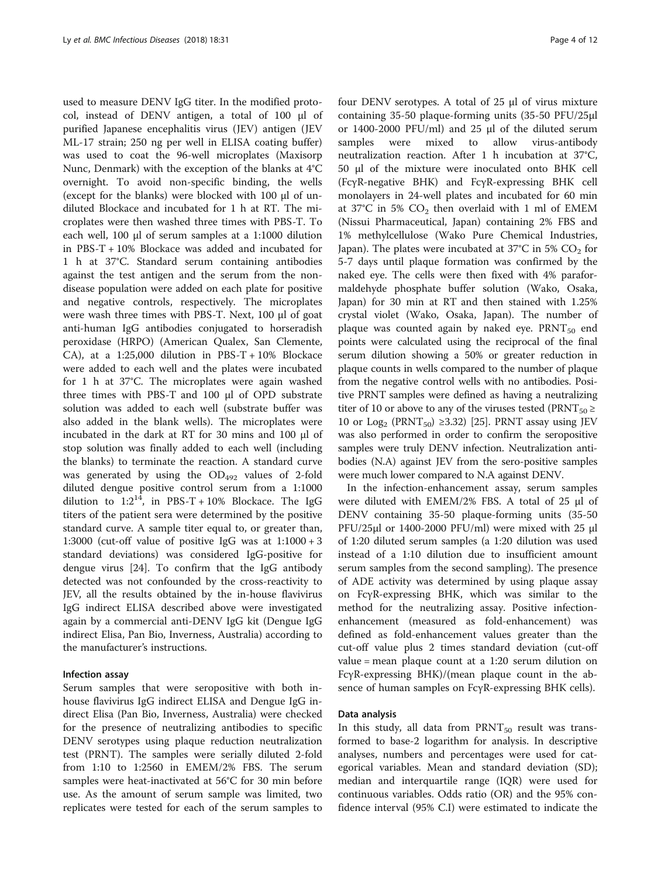used to measure DENV IgG titer. In the modified protocol, instead of DENV antigen, a total of 100 μl of purified Japanese encephalitis virus (JEV) antigen (JEV ML-17 strain; 250 ng per well in ELISA coating buffer) was used to coat the 96-well microplates (Maxisorp Nunc, Denmark) with the exception of the blanks at 4°C overnight. To avoid non-specific binding, the wells (except for the blanks) were blocked with 100 μl of undiluted Blockace and incubated for 1 h at RT. The microplates were then washed three times with PBS-T. To each well, 100 μl of serum samples at a 1:1000 dilution in PBS-T + 10% Blockace was added and incubated for 1 h at 37°C. Standard serum containing antibodies against the test antigen and the serum from the non-disease population were added on each plate for positive and negative controls, respectively. The microplates were wash three times with PBS-T. Next, 100 μl of goat anti-human IgG antibodies conjugated to horseradish peroxidase (HRPO) (American Qualex, San Clemente, CA), at a 1:25,000 dilution in PBS-T + 10% Blockace were added to each well and the plates were incubated for 1 h at 37°C. The microplates were again washed three times with PBS-T and 100 μl of OPD substrate solution was added to each well (substrate buffer was also added in the blank wells). The microplates were incubated in the dark at RT for 30 mins and 100 μl of stop solution was finally added to each well (including the blanks) to terminate the reaction. A standard curve was generated by using the $OD_{492}$ values of 2-fold diluted dengue positive control serum from a 1:1000 dilution to $1:2^{14}$, in PBS-T + 10% Blockace. The IgG titers of the patient sera were determined by the positive standard curve. A sample titer equal to, or greater than, 1:3000 (cut-off value of positive IgG was at 1:1000 + 3 standard deviations) was considered IgG-positive for dengue virus [24]. To confirm that the IgG antibody detected was not confounded by the cross-reactivity to JEV, all the results obtained by the in-house flavivirus IgG indirect ELISA described above were investigated again by a commercial anti-DENV IgG kit (Dengue IgG indirect Elisa, Pan Bio, Inverness, Australia) according to the manufacturer's instructions.

#### Infection assay

Serum samples that were seropositive with both in-house flavivirus IgG indirect ELISA and Dengue IgG indirect Elisa (Pan Bio, Inverness, Australia) were checked for the presence of neutralizing antibodies to specific DENV serotypes using plaque reduction neutralization test (PRNT). The samples were serially diluted 2-fold from 1:10 to 1:2560 in EMEM/2% FBS. The serum samples were heat-inactivated at 56°C for 30 min before use. As the amount of serum sample was limited, two replicates were tested for each of the serum samples to four DENV serotypes. A total of 25 μl of virus mixture containing 35-50 plaque-forming units (35-50 PFU/25μl or 1400-2000 PFU/ml) and 25 μl of the diluted serum samples were mixed to allow virus-antibody neutralization reaction. After 1 h incubation at 37°C, 50 μl of the mixture were inoculated onto BHK cell (FcγR-negative BHK) and FcγR-expressing BHK cell monolayers in 24-well plates and incubated for 60 min at 37°C in 5% $CO_2$ then overlaid with 1 ml of EMEM (Nissui Pharmaceutical, Japan) containing 2% FBS and 1% methylcellulose (Wako Pure Chemical Industries, Japan). The plates were incubated at 37°C in 5% $CO_2$ for 5-7 days until plaque formation was confirmed by the naked eye. The cells were then fixed with 4% paraformaldehyde phosphate buffer solution (Wako, Osaka, Japan) for 30 min at RT and then stained with 1.25% crystal violet (Wako, Osaka, Japan). The number of plaque was counted again by naked eye. $PRNT_{50}$ end points were calculated using the reciprocal of the final serum dilution showing a 50% or greater reduction in plaque counts in wells compared to the number of plaque from the negative control wells with no antibodies. Positive PRNT samples were defined as having a neutralizing titer of 10 or above to any of the viruses tested ($PRNT_{50} \geq 10$ or $Log_2(PRNT_{50}) \geq 3.32$) [25]. PRNT assay using JEV was also performed in order to confirm the seropositive samples were truly DENV infection. Neutralization antibodies (N.A) against JEV from the sero-positive samples were much lower compared to N.A against DENV.

In the infection-enhancement assay, serum samples were diluted with EMEM/2% FBS. A total of 25 μl of DENV containing 35-50 plaque-forming units (35-50 PFU/25μl or 1400-2000 PFU/ml) were mixed with 25 μl of 1:20 diluted serum samples (a 1:20 dilution was used instead of a 1:10 dilution due to insufficient amount serum samples from the second sampling). The presence of ADE activity was determined by using plaque assay on FcγR-expressing BHK, which was similar to the method for the neutralizing assay. Positive infection-enhancement (measured as fold-enhancement) was defined as fold-enhancement values greater than the cut-off value plus 2 times standard deviation (cut-off value = mean plaque count at a 1:20 serum dilution on FcγR-expressing BHK)/(mean plaque count in the absence of human samples on FcγR-expressing BHK cells).

#### Data analysis

In this study, all data from $PRNT_{50}$ result was transformed to base-2 logarithm for analysis. In descriptive analyses, numbers and percentages were used for categorical variables. Mean and standard deviation (SD); median and interquartile range (IQR) were used for continuous variables. Odds ratio (OR) and the 95% confidence interval (95% C.I) were estimated to indicate the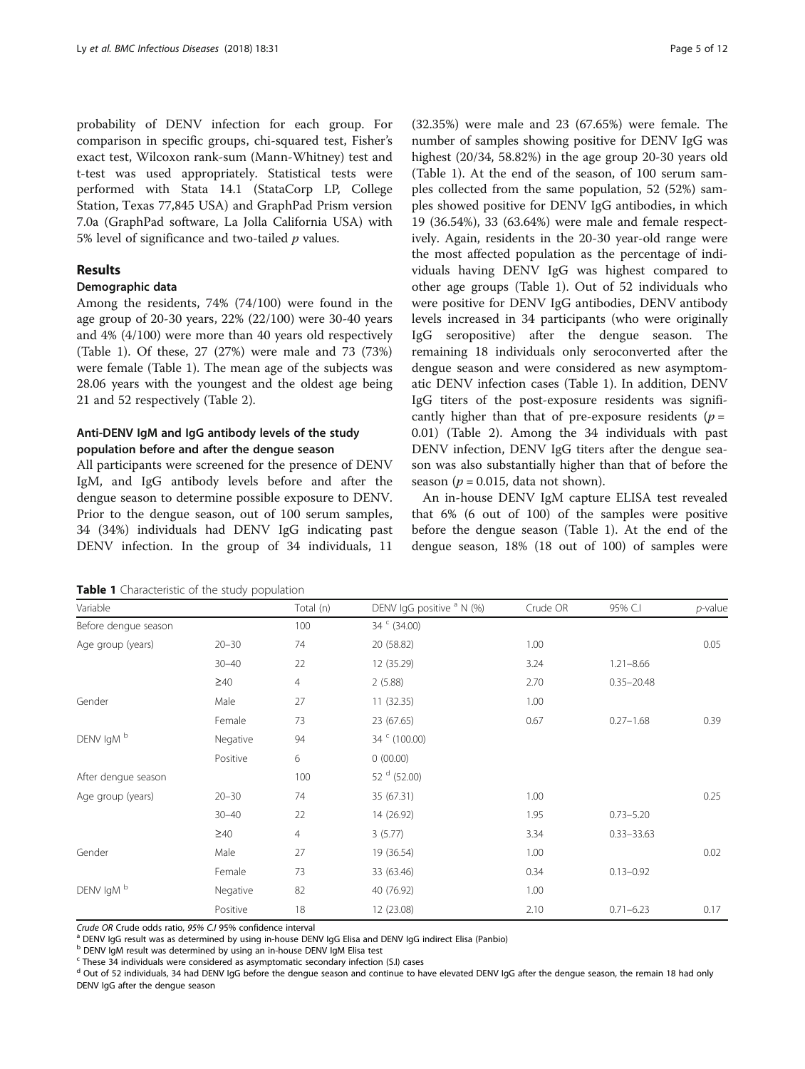probability of DENV infection for each group. For comparison in specific groups, chi-squared test, Fisher's exact test, Wilcoxon rank-sum (Mann-Whitney) test and t-test was used appropriately. Statistical tests were performed with Stata 14.1 (StataCorp LP, College Station, Texas 77,845 USA) and GraphPad Prism version 7.0a (GraphPad software, La Jolla California USA) with 5% level of significance and two-tailed *p* values.

## Results

### Demographic data

Among the residents, 74% (74/100) were found in the age group of 20-30 years, 22% (22/100) were 30-40 years and 4% (4/100) were more than 40 years old respectively (Table 1). Of these, 27 (27%) were male and 73 (73%) were female (Table 1). The mean age of the subjects was 28.06 years with the youngest and the oldest age being 21 and 52 respectively (Table 2).

### Anti-DENV IgM and IgG antibody levels of the study population before and after the dengue season

All participants were screened for the presence of DENV IgM, and IgG antibody levels before and after the dengue season to determine possible exposure to DENV. Prior to the dengue season, out of 100 serum samples, 34 (34%) individuals had DENV IgG indicating past DENV infection. In the group of 34 individuals, 11 (32.35%) were male and 23 (67.65%) were female. The number of samples showing positive for DENV IgG was highest (20/34, 58.82%) in the age group 20-30 years old (Table 1). At the end of the season, of 100 serum samples collected from the same population, 52 (52%) samples showed positive for DENV IgG antibodies, in which 19 (36.54%), 33 (63.64%) were male and female respectively. Again, residents in the 20-30 year-old range were the most affected population as the percentage of individuals having DENV IgG was highest compared to other age groups (Table 1). Out of 52 individuals who were positive for DENV IgG antibodies, DENV antibody levels increased in 34 participants (who were originally IgG seropositive) after the dengue season. The remaining 18 individuals only seroconverted after the dengue season and were considered as new asymptomatic DENV infection cases (Table 1). In addition, DENV IgG titers of the post-exposure residents was significantly higher than that of pre-exposure residents ($p = 0.01$) (Table 2). Among the 34 individuals with past DENV infection, DENV IgG titers after the dengue season was also substantially higher than that of before the season ($p = 0.015$, data not shown).

An in-house DENV IgM capture ELISA test revealed that 6% (6 out of 100) of the samples were positive before the dengue season (Table 1). At the end of the dengue season, 18% (18 out of 100) of samples were

**Table 1** Characteristic of the study population

| Variable | | Total (n) | DENV IgG positive [a] N (%) | Crude OR | 95% C.I | *p*-value |
|---|---|---|---|---|---|---|
| Before dengue season | | 100 | 34 [c] (34.00) | | | |
| Age group (years) | 20–30 | 74 | 20 (58.82) | 1.00 | | 0.05 |
| | 30–40 | 22 | 12 (35.29) | 3.24 | 1.21–8.66 | |
| | ≥40 | 4 | 2 (5.88) | 2.70 | 0.35–20.48 | |
| Gender | Male | 27 | 11 (32.35) | 1.00 | | |
| | Female | 73 | 23 (67.65) | 0.67 | 0.27–1.68 | 0.39 |
| DENV IgM [b] | Negative | 94 | 34 [c] (100.00) | | | |
| | Positive | 6 | 0 (00.00) | | | |
| After dengue season | | 100 | 52 [d] (52.00) | | | |
| Age group (years) | 20–30 | 74 | 35 (67.31) | 1.00 | | 0.25 |
| | 30–40 | 22 | 14 (26.92) | 1.95 | 0.73–5.20 | |
| | ≥40 | 4 | 3 (5.77) | 3.34 | 0.33–33.63 | |
| Gender | Male | 27 | 19 (36.54) | 1.00 | | 0.02 |
| | Female | 73 | 33 (63.46) | 0.34 | 0.13–0.92 | |
| DENV IgM [b] | Negative | 82 | 40 (76.92) | 1.00 | | |
| | Positive | 18 | 12 (23.08) | 2.10 | 0.71–6.23 | 0.17 |

*Crude OR* Crude odds ratio, *95% C.I* 95% confidence interval
[a] DENV IgG result was as determined by using in-house DENV IgG Elisa and DENV IgG indirect Elisa (Panbio)
[b] DENV IgM result was determined by using an in-house DENV IgM Elisa test
[c] These 34 individuals were considered as asymptomatic secondary infection (S.I) cases
[d] Out of 52 individuals, 34 had DENV IgG before the dengue season and continue to have elevated DENV IgG after the dengue season, the remain 18 had only DENV IgG after the dengue season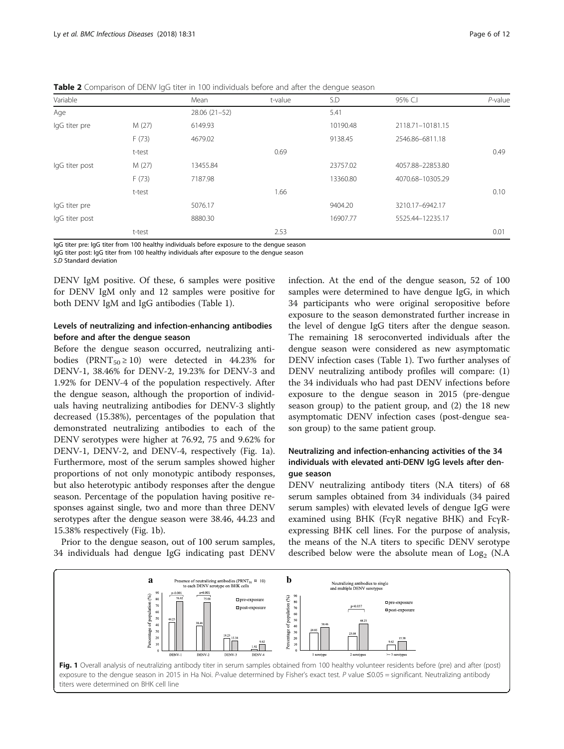**Table 2** Comparison of DENV IgG titer in 100 individuals before and after the dengue season

| Variable | | Mean | t-value | S.D | 95% C.I | *P*-value |
|---|---|---|---|---|---|---|
| Age | | 28.06 (21–52) | | 5.41 | | |
| IgG titer pre | M (27) | 6149.93 | | 10190.48 | 2118.71–10181.15 | |
| | F (73) | 4679.02 | | 9138.45 | 2546.86–6811.18 | |
| | t-test | | 0.69 | | | 0.49 |
| IgG titer post | M (27) | 13455.84 | | 23757.02 | 4057.88–22853.80 | |
| | F (73) | 7187.98 | | 13360.80 | 4070.68–10305.29 | |
| | t-test | | 1.66 | | | 0.10 |
| IgG titer pre | | 5076.17 | | 9404.20 | 3210.17–6942.17 | |
| IgG titer post | | 8880.30 | | 16907.77 | 5525.44–12235.17 | |
| | t-test | | 2.53 | | | 0.01 |

IgG titer pre: IgG titer from 100 healthy individuals before exposure to the dengue season
IgG titer post: IgG titer from 100 healthy individuals after exposure to the dengue season
*S.D* Standard deviation

DENV IgM positive. Of these, 6 samples were positive for DENV IgM only and 12 samples were positive for both DENV IgM and IgG antibodies (Table 1).

### Levels of neutralizing and infection-enhancing antibodies before and after the dengue season

Before the dengue season occurred, neutralizing antibodies ($PRNT_{50} \geq 10$) were detected in 44.23% for DENV-1, 38.46% for DENV-2, 19.23% for DENV-3 and 1.92% for DENV-4 of the population respectively. After the dengue season, although the proportion of individuals having neutralizing antibodies for DENV-3 slightly decreased (15.38%), percentages of the population that demonstrated neutralizing antibodies to each of the DENV serotypes were higher at 76.92, 75 and 9.62% for DENV-1, DENV-2, and DENV-4, respectively (Fig. 1a). Furthermore, most of the serum samples showed higher proportions of not only monotypic antibody responses, but also heterotypic antibody responses after the dengue season. Percentage of the population having positive responses against single, two and more than three DENV serotypes after the dengue season were 38.46, 44.23 and 15.38% respectively (Fig. 1b).

Prior to the dengue season, out of 100 serum samples, 34 individuals had dengue IgG indicating past DENV infection. At the end of the dengue season, 52 of 100 samples were determined to have dengue IgG, in which 34 participants who were original seropositive before exposure to the season demonstrated further increase in the level of dengue IgG titers after the dengue season. The remaining 18 seroconverted individuals after the dengue season were considered as new asymptomatic DENV infection cases (Table 1). Two further analyses of DENV neutralizing antibody profiles will compare: (1) the 34 individuals who had past DENV infections before exposure to the dengue season in 2015 (pre-dengue season group) to the patient group, and (2) the 18 new asymptomatic DENV infection cases (post-dengue season group) to the same patient group.

### Neutralizing and infection-enhancing activities of the 34 individuals with elevated anti-DENV IgG levels after dengue season

DENV neutralizing antibody titers (N.A titers) of 68 serum samples obtained from 34 individuals (34 paired serum samples) with elevated levels of dengue IgG were examined using BHK (FcγR negative BHK) and FcγR-expressing BHK cell lines. For the purpose of analysis, the means of the N.A titers to specific DENV serotype described below were the absolute mean of $Log_2$ (N.A

**Fig. 1** Overall analysis of neutralizing antibody titer in serum samples obtained from 100 healthy volunteer residents before (pre) and after (post) exposure to the dengue season in 2015 in Ha Noi. *P*-value determined by Fisher's exact test. *P* value ≤0.05 = significant. Neutralizing antibody titers were determined on BHK cell line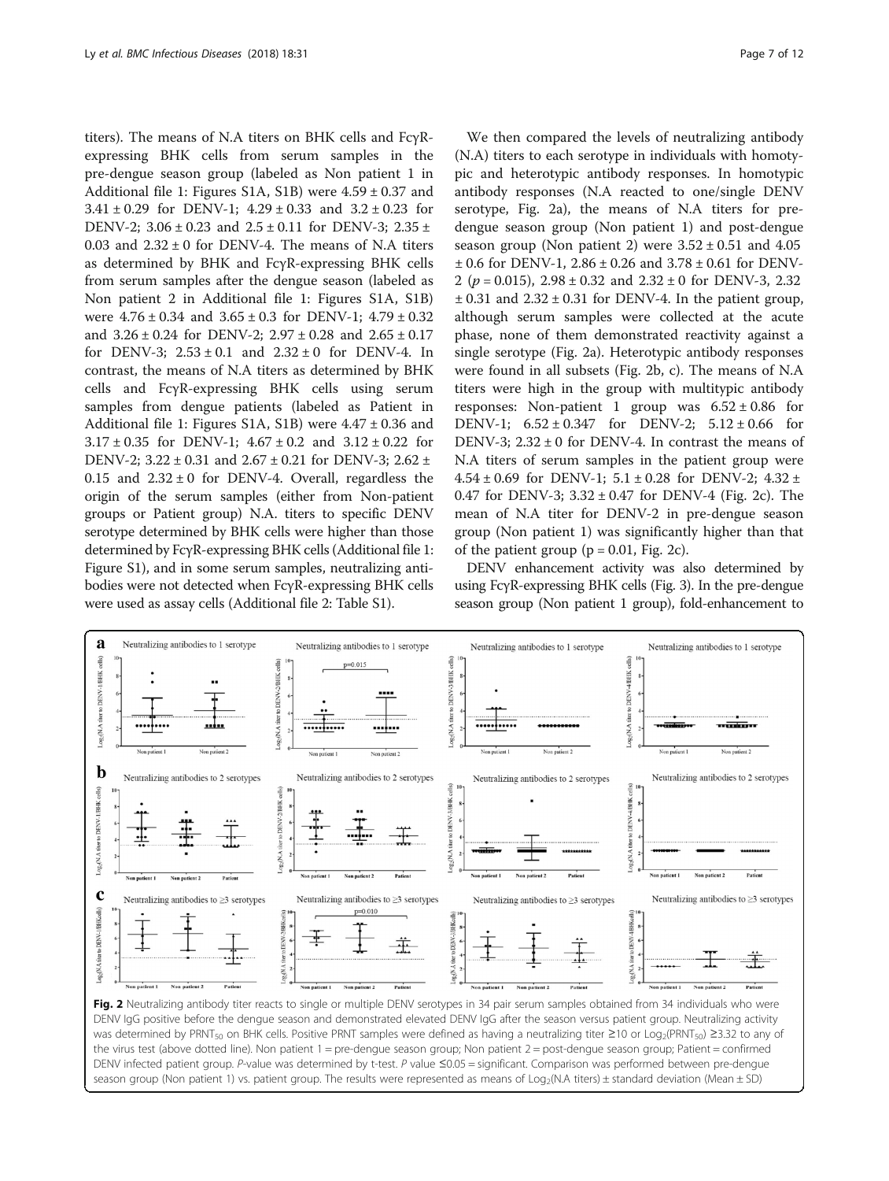titers). The means of N.A titers on BHK cells and FcγR-expressing BHK cells from serum samples in the pre-dengue season group (labeled as Non patient 1 in Additional file 1: Figures S1A, S1B) were 4.59 ± 0.37 and 3.41 ± 0.29 for DENV-1; 4.29 ± 0.33 and 3.2 ± 0.23 for DENV-2; 3.06 ± 0.23 and 2.5 ± 0.11 for DENV-3; 2.35 ± 0.03 and 2.32 ± 0 for DENV-4. The means of N.A titers as determined by BHK and FcγR-expressing BHK cells from serum samples after the dengue season (labeled as Non patient 2 in Additional file 1: Figures S1A, S1B) were 4.76 ± 0.34 and 3.65 ± 0.3 for DENV-1; 4.79 ± 0.32 and 3.26 ± 0.24 for DENV-2; 2.97 ± 0.28 and 2.65 ± 0.17 for DENV-3; 2.53 ± 0.1 and 2.32 ± 0 for DENV-4. In contrast, the means of N.A titers as determined by BHK cells and FcγR-expressing BHK cells using serum samples from dengue patients (labeled as Patient in Additional file 1: Figures S1A, S1B) were 4.47 ± 0.36 and 3.17 ± 0.35 for DENV-1; 4.67 ± 0.2 and 3.12 ± 0.22 for DENV-2; 3.22 ± 0.31 and 2.67 ± 0.21 for DENV-3; 2.62 ± 0.15 and 2.32 ± 0 for DENV-4. Overall, regardless the origin of the serum samples (either from Non-patient groups or Patient group) N.A. titers to specific DENV serotype determined by BHK cells were higher than those determined by FcγR-expressing BHK cells (Additional file 1: Figure S1), and in some serum samples, neutralizing antibodies were not detected when FcγR-expressing BHK cells were used as assay cells (Additional file 2: Table S1).

We then compared the levels of neutralizing antibody (N.A) titers to each serotype in individuals with homotypic and heterotypic antibody responses. In homotypic antibody responses (N.A reacted to one/single DENV serotype, Fig. 2a), the means of N.A titers for pre-dengue season group (Non patient 1) and post-dengue season group (Non patient 2) were 3.52 ± 0.51 and 4.05 ± 0.6 for DENV-1, 2.86 ± 0.26 and 3.78 ± 0.61 for DENV-2 ($p = 0.015$), 2.98 ± 0.32 and 2.32 ± 0 for DENV-3, 2.32 ± 0.31 and 2.32 ± 0.31 for DENV-4. In the patient group, although serum samples were collected at the acute phase, none of them demonstrated reactivity against a single serotype (Fig. 2a). Heterotypic antibody responses were found in all subsets (Fig. 2b, c). The means of N.A titers were high in the group with multitypic antibody responses: Non-patient 1 group was 6.52 ± 0.86 for DENV-1; 6.52 ± 0.347 for DENV-2; 5.12 ± 0.66 for DENV-3; 2.32 ± 0 for DENV-4. In contrast the means of N.A titers of serum samples in the patient group were 4.54 ± 0.69 for DENV-1; 5.1 ± 0.28 for DENV-2; 4.32 ± 0.47 for DENV-3; 3.32 ± 0.47 for DENV-4 (Fig. 2c). The mean of N.A titer for DENV-2 in pre-dengue season group (Non patient 1) was significantly higher than that of the patient group ($p = 0.01$, Fig. 2c).

DENV enhancement activity was also determined by using FcγR-expressing BHK cells (Fig. 3). In the pre-dengue season group (Non patient 1 group), fold-enhancement to

**Fig. 2** Neutralizing antibody titer reacts to single or multiple DENV serotypes in 34 pair serum samples obtained from 34 individuals who were DENV IgG positive before the dengue season and demonstrated elevated DENV IgG after the season versus patient group. Neutralizing activity was determined by $PRNT_{50}$ on BHK cells. Positive PRNT samples were defined as having a neutralizing titer ≥10 or $Log_2(PRNT_{50})$ ≥3.32 to any of the virus test (above dotted line). Non patient 1 = pre-dengue season group; Non patient 2 = post-dengue season group; Patient = confirmed DENV infected patient group. P-value was determined by t-test. P value ≤0.05 = significant. Comparison was performed between pre-dengue season group (Non patient 1) vs. patient group. The results were represented as means of $Log_2$(N.A titers) ± standard deviation (Mean ± SD)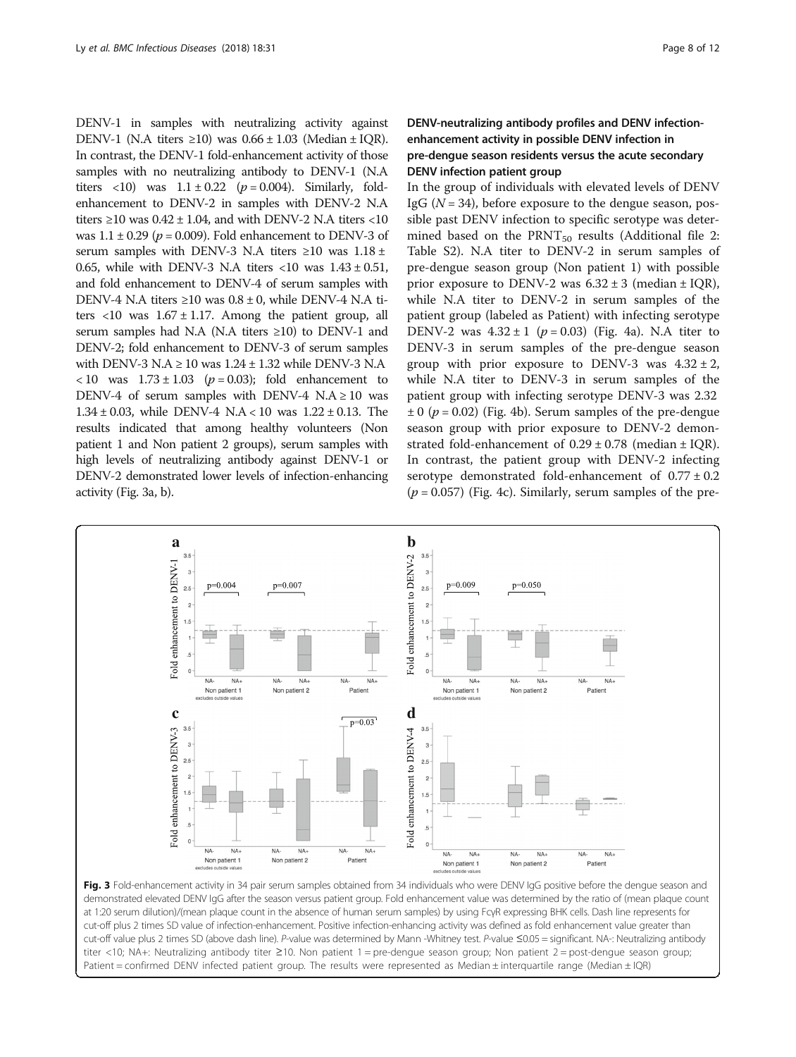DENV-1 in samples with neutralizing activity against DENV-1 (N.A titers ≥10) was 0.66 ± 1.03 (Median ± IQR). In contrast, the DENV-1 fold-enhancement activity of those samples with no neutralizing antibody to DENV-1 (N.A titers <10) was 1.1 ± 0.22 ($p = 0.004$). Similarly, fold-enhancement to DENV-2 in samples with DENV-2 N.A titers ≥10 was 0.42 ± 1.04, and with DENV-2 N.A titers <10 was 1.1 ± 0.29 ($p = 0.009$). Fold enhancement to DENV-3 of serum samples with DENV-3 N.A titers ≥10 was 1.18 ± 0.65, while with DENV-3 N.A titers <10 was 1.43 ± 0.51, and fold enhancement to DENV-4 of serum samples with DENV-4 N.A titers ≥10 was 0.8 ± 0, while DENV-4 N.A titers <10 was 1.67 ± 1.17. Among the patient group, all serum samples had N.A (N.A titers ≥10) to DENV-1 and DENV-2; fold enhancement to DENV-3 of serum samples with DENV-3 N.A ≥ 10 was 1.24 ± 1.32 while DENV-3 N.A < 10 was 1.73 ± 1.03 ($p = 0.03$); fold enhancement to DENV-4 of serum samples with DENV-4 N.A ≥ 10 was 1.34 ± 0.03, while DENV-4 N.A < 10 was 1.22 ± 0.13. The results indicated that among healthy volunteers (Non patient 1 and Non patient 2 groups), serum samples with high levels of neutralizing antibody against DENV-1 or DENV-2 demonstrated lower levels of infection-enhancing activity (Fig. 3a, b).

### DENV-neutralizing antibody profiles and DENV infection-enhancement activity in possible DENV infection in pre-dengue season residents versus the acute secondary DENV infection patient group

In the group of individuals with elevated levels of DENV IgG ($N = 34$), before exposure to the dengue season, possible past DENV infection to specific serotype was determined based on the $PRNT_{50}$ results (Additional file 2: Table S2). N.A titer to DENV-2 in serum samples of pre-dengue season group (Non patient 1) with possible prior exposure to DENV-2 was 6.32 ± 3 (median ± IQR), while N.A titer to DENV-2 in serum samples of the patient group (labeled as Patient) with infecting serotype DENV-2 was 4.32 ± 1 ($p = 0.03$) (Fig. 4a). N.A titer to DENV-3 in serum samples of the pre-dengue season group with prior exposure to DENV-3 was 4.32 ± 2, while N.A titer to DENV-3 in serum samples of the patient group with infecting serotype DENV-3 was 2.32 ± 0 ($p = 0.02$) (Fig. 4b). Serum samples of the pre-dengue season group with prior exposure to DENV-2 demonstrated fold-enhancement of 0.29 ± 0.78 (median ± IQR). In contrast, the patient group with DENV-2 infecting serotype demonstrated fold-enhancement of 0.77 ± 0.2 ($p = 0.057$) (Fig. 4c). Similarly, serum samples of the pre-

**Fig. 3** Fold-enhancement activity in 34 pair serum samples obtained from 34 individuals who were DENV IgG positive before the dengue season and demonstrated elevated DENV IgG after the season versus patient group. Fold enhancement value was determined by the ratio of (mean plaque count at 1:20 serum dilution)/(mean plaque count in the absence of human serum samples) by using FcγR expressing BHK cells. Dash line represents for cut-off plus 2 times SD value of infection-enhancement. Positive infection-enhancing activity was defined as fold enhancement value greater than cut-off value plus 2 times SD (above dash line). *P*-value was determined by Mann -Whitney test. *P*-value ≤0.05 = significant. NA-: Neutralizing antibody titer <10; NA+: Neutralizing antibody titer ≥10. Non patient 1 = pre-dengue season group; Non patient 2 = post-dengue season group; Patient = confirmed DENV infected patient group. The results were represented as Median ± interquartile range (Median ± IQR)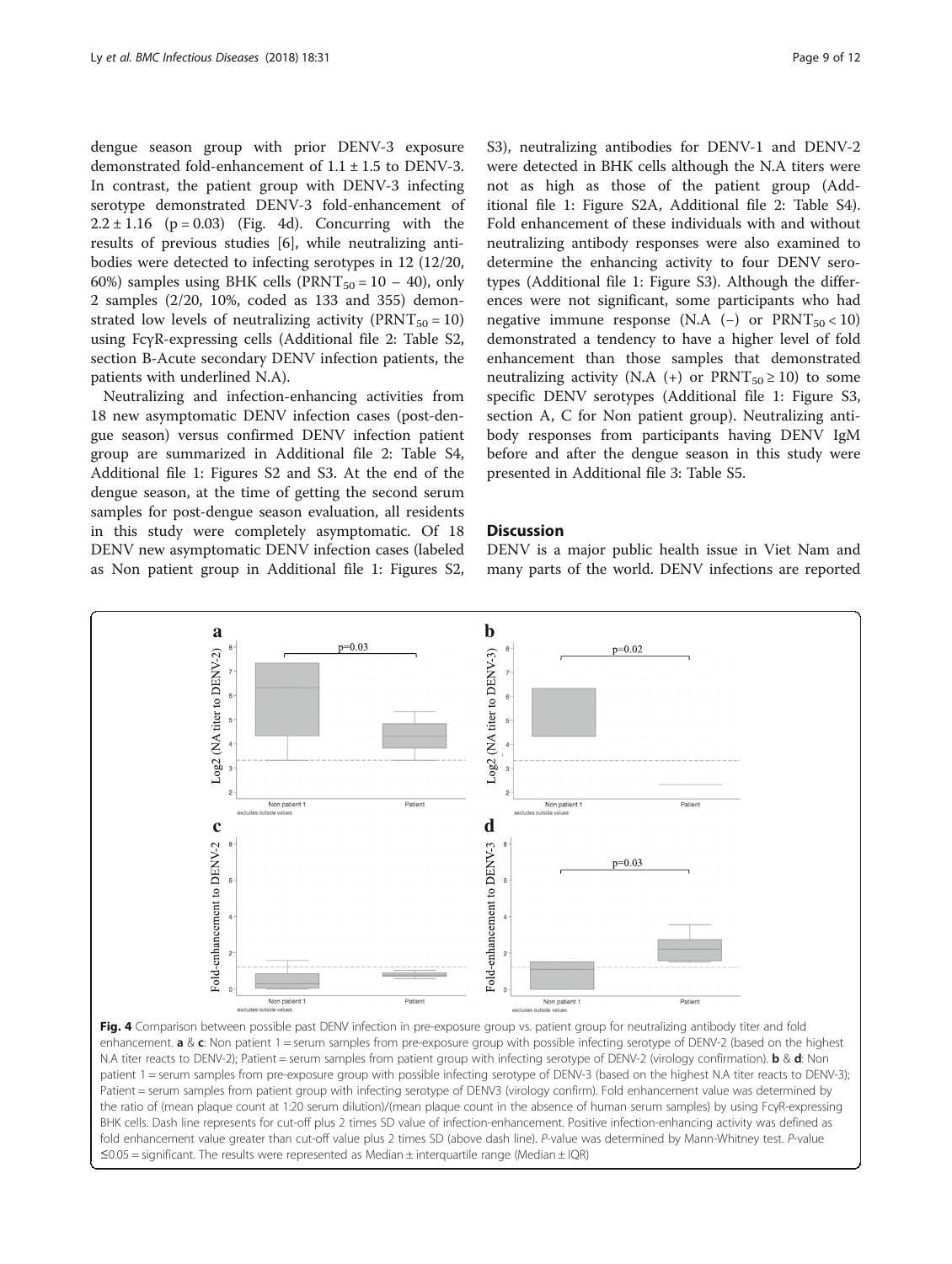dengue season group with prior DENV-3 exposure demonstrated fold-enhancement of 1.1 ± 1.5 to DENV-3. In contrast, the patient group with DENV-3 infecting serotype demonstrated DENV-3 fold-enhancement of 2.2 ± 1.16 ($p = 0.03$) (Fig. 4d). Concurring with the results of previous studies [6], while neutralizing antibodies were detected to infecting serotypes in 12 (12/20, 60%) samples using BHK cells ($PRNT_{50} = 10 - 40$), only 2 samples (2/20, 10%, coded as 133 and 355) demonstrated low levels of neutralizing activity ($PRNT_{50} = 10$) using FcγR-expressing cells (Additional file 2: Table S2, section B-Acute secondary DENV infection patients, the patients with underlined N.A).

Neutralizing and infection-enhancing activities from 18 new asymptomatic DENV infection cases (post-dengue season) versus confirmed DENV infection patient group are summarized in Additional file 2: Table S4, Additional file 1: Figures S2 and S3. At the end of the dengue season, at the time of getting the second serum samples for post-dengue season evaluation, all residents in this study were completely asymptomatic. Of 18 DENV new asymptomatic DENV infection cases (labeled as Non patient group in Additional file 1: Figures S2, S3), neutralizing antibodies for DENV-1 and DENV-2 were detected in BHK cells although the N.A titers were not as high as those of the patient group (Additional file 1: Figure S2A, Additional file 2: Table S4). Fold enhancement of these individuals with and without neutralizing antibody responses were also examined to determine the enhancing activity to four DENV serotypes (Additional file 1: Figure S3). Although the differences were not significant, some participants who had negative immune response (N.A (−) or $PRNT_{50} < 10$) demonstrated a tendency to have a higher level of fold enhancement than those samples that demonstrated neutralizing activity (N.A (+) or $PRNT_{50} \geq 10$) to some specific DENV serotypes (Additional file 1: Figure S3, section A, C for Non patient group). Neutralizing antibody responses from participants having DENV IgM before and after the dengue season in this study were presented in Additional file 3: Table S5.

## Discussion

DENV is a major public health issue in Viet Nam and many parts of the world. DENV infections are reported

**Fig. 4** Comparison between possible past DENV infection in pre-exposure group vs. patient group for neutralizing antibody titer and fold enhancement. **a** & **c**: Non patient 1 = serum samples from pre-exposure group with possible infecting serotype of DENV-2 (based on the highest N.A titer reacts to DENV-2); Patient = serum samples from patient group with infecting serotype of DENV-2 (virology confirmation). **b** & **d**: Non patient 1 = serum samples from pre-exposure group with possible infecting serotype of DENV-3 (based on the highest N.A titer reacts to DENV-3); Patient = serum samples from patient group with infecting serotype of DENV3 (virology confirm). Fold enhancement value was determined by the ratio of (mean plaque count at 1:20 serum dilution)/(mean plaque count in the absence of human serum samples) by using FcγR-expressing BHK cells. Dash line represents for cut-off plus 2 times SD value of infection-enhancement. Positive infection-enhancing activity was defined as fold enhancement value greater than cut-off value plus 2 times SD (above dash line). *P*-value was determined by Mann-Whitney test. *P*-value ≤0.05 = significant. The results were represented as Median ± interquartile range (Median ± IQR)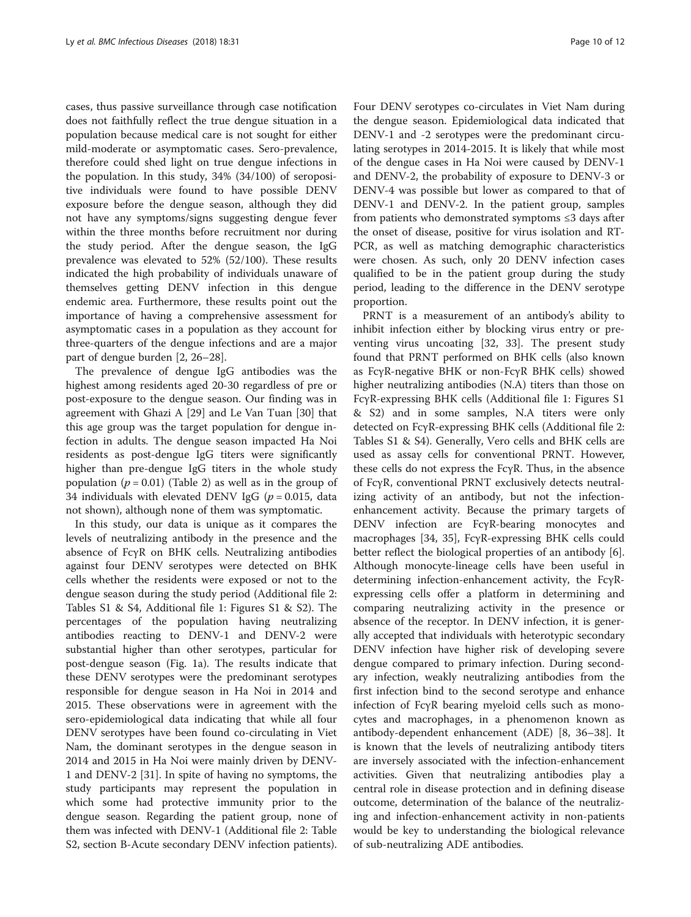cases, thus passive surveillance through case notification does not faithfully reflect the true dengue situation in a population because medical care is not sought for either mild-moderate or asymptomatic cases. Sero-prevalence, therefore could shed light on true dengue infections in the population. In this study, 34% (34/100) of seropositive individuals were found to have possible DENV exposure before the dengue season, although they did not have any symptoms/signs suggesting dengue fever within the three months before recruitment nor during the study period. After the dengue season, the IgG prevalence was elevated to 52% (52/100). These results indicated the high probability of individuals unaware of themselves getting DENV infection in this dengue endemic area. Furthermore, these results point out the importance of having a comprehensive assessment for asymptomatic cases in a population as they account for three-quarters of the dengue infections and are a major part of dengue burden [2, 26–28].

The prevalence of dengue IgG antibodies was the highest among residents aged 20-30 regardless of pre or post-exposure to the dengue season. Our finding was in agreement with Ghazi A [29] and Le Van Tuan [30] that this age group was the target population for dengue infection in adults. The dengue season impacted Ha Noi residents as post-dengue IgG titers were significantly higher than pre-dengue IgG titers in the whole study population ($p = 0.01$) (Table 2) as well as in the group of 34 individuals with elevated DENV IgG ($p = 0.015$, data not shown), although none of them was symptomatic.

In this study, our data is unique as it compares the levels of neutralizing antibody in the presence and the absence of FcγR on BHK cells. Neutralizing antibodies against four DENV serotypes were detected on BHK cells whether the residents were exposed or not to the dengue season during the study period (Additional file 2: Tables S1 & S4, Additional file 1: Figures S1 & S2). The percentages of the population having neutralizing antibodies reacting to DENV-1 and DENV-2 were substantial higher than other serotypes, particular for post-dengue season (Fig. 1a). The results indicate that these DENV serotypes were the predominant serotypes responsible for dengue season in Ha Noi in 2014 and 2015. These observations were in agreement with the sero-epidemiological data indicating that while all four DENV serotypes have been found co-circulating in Viet Nam, the dominant serotypes in the dengue season in 2014 and 2015 in Ha Noi were mainly driven by DENV-1 and DENV-2 [31]. In spite of having no symptoms, the study participants may represent the population in which some had protective immunity prior to the dengue season. Regarding the patient group, none of them was infected with DENV-1 (Additional file 2: Table S2, section B-Acute secondary DENV infection patients). Four DENV serotypes co-circulates in Viet Nam during the dengue season. Epidemiological data indicated that DENV-1 and -2 serotypes were the predominant circulating serotypes in 2014-2015. It is likely that while most of the dengue cases in Ha Noi were caused by DENV-1 and DENV-2, the probability of exposure to DENV-3 or DENV-4 was possible but lower as compared to that of DENV-1 and DENV-2. In the patient group, samples from patients who demonstrated symptoms ≤3 days after the onset of disease, positive for virus isolation and RT-PCR, as well as matching demographic characteristics were chosen. As such, only 20 DENV infection cases qualified to be in the patient group during the study period, leading to the difference in the DENV serotype proportion.

PRNT is a measurement of an antibody's ability to inhibit infection either by blocking virus entry or preventing virus uncoating [32, 33]. The present study found that PRNT performed on BHK cells (also known as FcγR-negative BHK or non-FcγR BHK cells) showed higher neutralizing antibodies (N.A) titers than those on FcγR-expressing BHK cells (Additional file 1: Figures S1 & S2) and in some samples, N.A titers were only detected on FcγR-expressing BHK cells (Additional file 2: Tables S1 & S4). Generally, Vero cells and BHK cells are used as assay cells for conventional PRNT. However, these cells do not express the FcγR. Thus, in the absence of FcγR, conventional PRNT exclusively detects neutralizing activity of an antibody, but not the infection-enhancement activity. Because the primary targets of DENV infection are FcγR-bearing monocytes and macrophages [34, 35], FcγR-expressing BHK cells could better reflect the biological properties of an antibody [6]. Although monocyte-lineage cells have been useful in determining infection-enhancement activity, the FcγR-expressing cells offer a platform in determining and comparing neutralizing activity in the presence or absence of the receptor. In DENV infection, it is generally accepted that individuals with heterotypic secondary DENV infection have higher risk of developing severe dengue compared to primary infection. During secondary infection, weakly neutralizing antibodies from the first infection bind to the second serotype and enhance infection of FcγR bearing myeloid cells such as monocytes and macrophages, in a phenomenon known as antibody-dependent enhancement (ADE) [8, 36–38]. It is known that the levels of neutralizing antibody titers are inversely associated with the infection-enhancement activities. Given that neutralizing antibodies play a central role in disease protection and in defining disease outcome, determination of the balance of the neutralizing and infection-enhancement activity in non-patients would be key to understanding the biological relevance of sub-neutralizing ADE antibodies.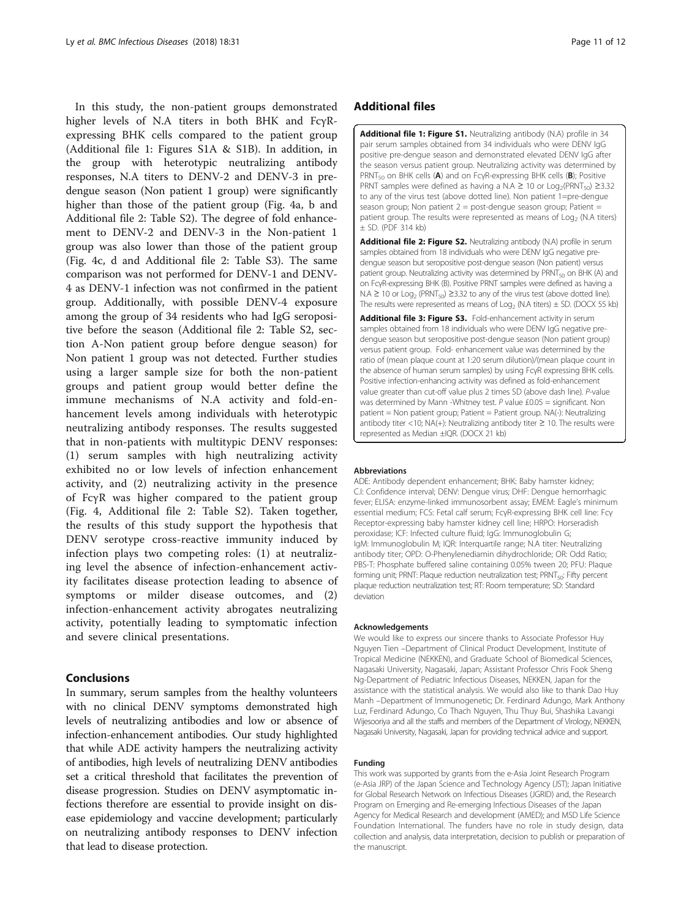In this study, the non-patient groups demonstrated higher levels of N.A titers in both BHK and FcγR-expressing BHK cells compared to the patient group (Additional file 1: Figures S1A & S1B). In addition, in the group with heterotypic neutralizing antibody responses, N.A titers to DENV-2 and DENV-3 in pre-dengue season (Non patient 1 group) were significantly higher than those of the patient group (Fig. 4a, b and Additional file 2: Table S2). The degree of fold enhancement to DENV-2 and DENV-3 in the Non-patient 1 group was also lower than those of the patient group (Fig. 4c, d and Additional file 2: Table S3). The same comparison was not performed for DENV-1 and DENV-4 as DENV-1 infection was not confirmed in the patient group. Additionally, with possible DENV-4 exposure among the group of 34 residents who had IgG seropositive before the season (Additional file 2: Table S2, section A-Non patient group before dengue season) for Non patient 1 group was not detected. Further studies using a larger sample size for both the non-patient groups and patient group would better define the immune mechanisms of N.A activity and fold-enhancement levels among individuals with heterotypic neutralizing antibody responses. The results suggested that in non-patients with multitypic DENV responses: (1) serum samples with high neutralizing activity exhibited no or low levels of infection enhancement activity, and (2) neutralizing activity in the presence of FcγR was higher compared to the patient group (Fig. 4, Additional file 2: Table S2). Taken together, the results of this study support the hypothesis that DENV serotype cross-reactive immunity induced by infection plays two competing roles: (1) at neutralizing level the absence of infection-enhancement activity facilitates disease protection leading to absence of symptoms or milder disease outcomes, and (2) infection-enhancement activity abrogates neutralizing activity, potentially leading to symptomatic infection and severe clinical presentations.

## Conclusions

In summary, serum samples from the healthy volunteers with no clinical DENV symptoms demonstrated high levels of neutralizing antibodies and low or absence of infection-enhancement antibodies. Our study highlighted that while ADE activity hampers the neutralizing activity of antibodies, high levels of neutralizing DENV antibodies set a critical threshold that facilitates the prevention of disease progression. Studies on DENV asymptomatic infections therefore are essential to provide insight on disease epidemiology and vaccine development; particularly on neutralizing antibody responses to DENV infection that lead to disease protection.

## Additional files

**Additional file 1: Figure S1.** Neutralizing antibody (N.A) profile in 34 pair serum samples obtained from 34 individuals who were DENV IgG positive pre-dengue season and demonstrated elevated DENV IgG after the season versus patient group. Neutralizing activity was determined by $PRNT_{50}$ on BHK cells (**A**) and on FcγR-expressing BHK cells (**B**); Positive PRNT samples were defined as having a N.A ≥ 10 or $Log_2(PRNT_{50}) \geq 3.32$ to any of the virus test (above dotted line). Non patient 1=pre-dengue season group; Non patient 2 = post-dengue season group; Patient = patient group. The results were represented as means of $Log_2$ (N.A titers) ± SD. (PDF 314 kb)

**Additional file 2: Figure S2.** Neutralizing antibody (N.A) profile in serum samples obtained from 18 individuals who were DENV IgG negative pre-dengue season but seropositive post-dengue season (Non patient) versus patient group. Neutralizing activity was determined by $PRNT_{50}$ on BHK (A) and on FcγR-expressing BHK (B). Positive PRNT samples were defined as having a N.A ≥ 10 or $Log_2$ ($PRNT_{50}$) ≥3.32 to any of the virus test (above dotted line). The results were represented as means of $Log_2$ (N.A titers) ± SD. (DOCX 55 kb)

**Additional file 3: Figure S3.** Fold-enhancement activity in serum samples obtained from 18 individuals who were DENV IgG negative pre-dengue season but seropositive post-dengue season (Non patient group) versus patient group. Fold- enhancement value was determined by the ratio of (mean plaque count at 1:20 serum dilution)/(mean plaque count in the absence of human serum samples) by using FcγR expressing BHK cells. Positive infection-enhancing activity was defined as fold-enhancement value greater than cut-off value plus 2 times SD (above dash line). P-value was determined by Mann -Whitney test. P value £0.05 = significant. Non patient = Non patient group; Patient = Patient group. NA(-): Neutralizing antibody titer <10; NA(+): Neutralizing antibody titer ≥ 10. The results were represented as Median ±IQR. (DOCX 21 kb)

#### Abbreviations

ADE: Antibody dependent enhancement; BHK: Baby hamster kidney; C.I: Confidence interval; DENV: Dengue virus; DHF: Dengue hemorrhagic fever; ELISA: enzyme-linked immunosorbent assay; EMEM: Eagle's minimum essential medium; FCS: Fetal calf serum; FcγR-expressing BHK cell line: Fcγ Receptor-expressing baby hamster kidney cell line; HRPO: Horseradish peroxidase; ICF: Infected culture fluid; IgG: Immunoglobulin G; IgM: Immunoglobulin M; IQR: Interquartile range; N.A titer: Neutralizing antibody titer; OPD: O-Phenylenediamin dihydrochloride; OR: Odd Ratio; PBS-T: Phosphate buffered saline containing 0.05% tween 20; PFU: Plaque forming unit; PRNT: Plaque reduction neutralization test; $PRNT_{50}$: Fifty percent plaque reduction neutralization test; RT: Room temperature; SD: Standard deviation

#### Acknowledgements

We would like to express our sincere thanks to Associate Professor Huy Nguyen Tien –Department of Clinical Product Development, Institute of Tropical Medicine (NEKKEN), and Graduate School of Biomedical Sciences, Nagasaki University, Nagasaki, Japan; Assistant Professor Chris Fook Sheng Ng-Department of Pediatric Infectious Diseases, NEKKEN, Japan for the assistance with the statistical analysis. We would also like to thank Dao Huy Manh –Department of Immunogenetic; Dr. Ferdinard Adungo, Mark Anthony Luz, Ferdinard Adungo, Co Thach Nguyen, Thu Thuy Bui, Shashika Lavangi Wijesooriya and all the staffs and members of the Department of Virology, NEKKEN, Nagasaki University, Nagasaki, Japan for providing technical advice and support.

#### Funding

This work was supported by grants from the e-Asia Joint Research Program (e-Asia JRP) of the Japan Science and Technology Agency (JST); Japan Initiative for Global Research Network on Infectious Diseases (JGRID) and, the Research Program on Emerging and Re-emerging Infectious Diseases of the Japan Agency for Medical Research and development (AMED); and MSD Life Science Foundation International. The funders have no role in study design, data collection and analysis, data interpretation, decision to publish or preparation of the manuscript.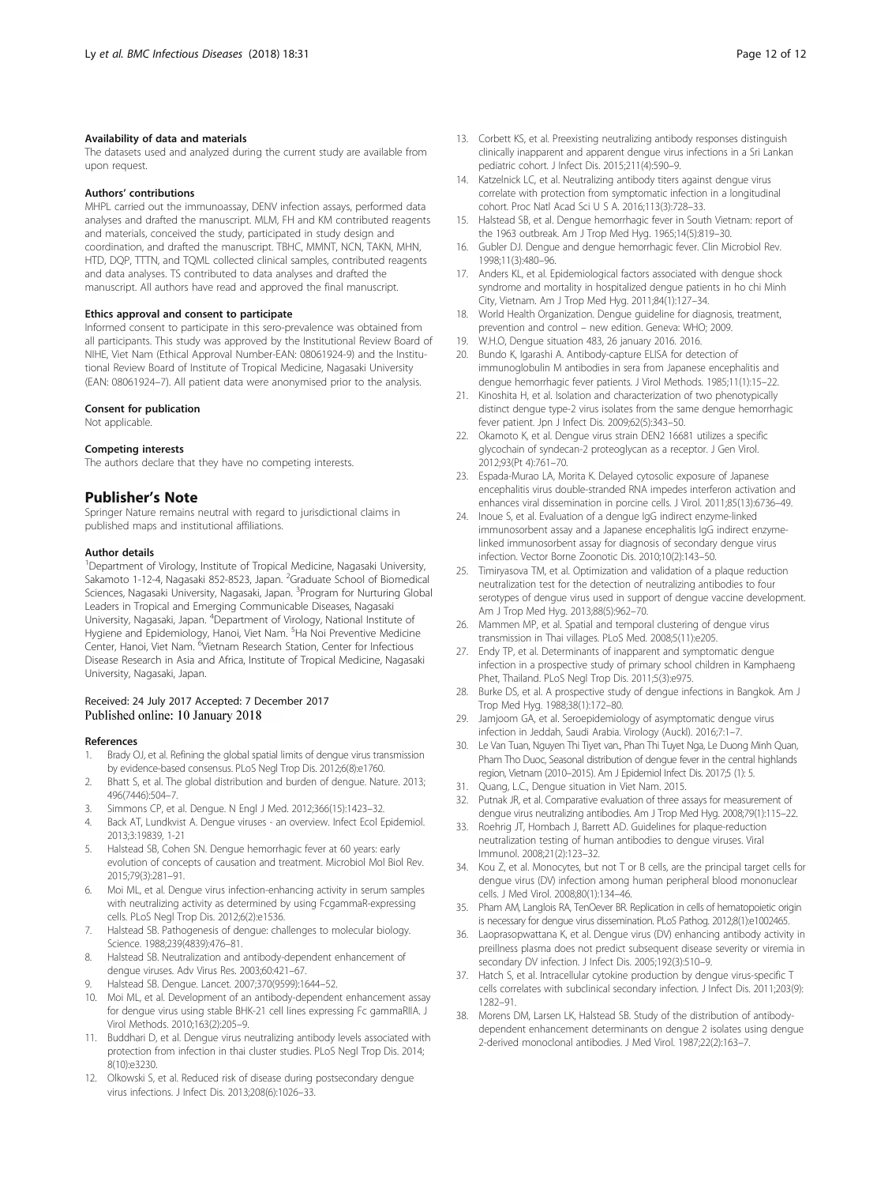#### Availability of data and materials

The datasets used and analyzed during the current study are available from upon request.

#### Authors' contributions

MHPL carried out the immunoassay, DENV infection assays, performed data analyses and drafted the manuscript. MLM, FH and KM contributed reagents and materials, conceived the study, participated in study design and coordination, and drafted the manuscript. TBHC, MMNT, NCN, TAKN, MHN, HTD, DQP, TTTN, and TQML collected clinical samples, contributed reagents and data analyses. TS contributed to data analyses and drafted the manuscript. All authors have read and approved the final manuscript.

#### Ethics approval and consent to participate

Informed consent to participate in this sero-prevalence was obtained from all participants. This study was approved by the Institutional Review Board of NIHE, Viet Nam (Ethical Approval Number-EAN: 08061924-9) and the Institutional Review Board of Institute of Tropical Medicine, Nagasaki University (EAN: 08061924–7). All patient data were anonymised prior to the analysis.

#### Consent for publication

Not applicable.

#### Competing interests

The authors declare that they have no competing interests.

## Publisher's Note

Springer Nature remains neutral with regard to jurisdictional claims in published maps and institutional affiliations.

#### Author details

[1]Department of Virology, Institute of Tropical Medicine, Nagasaki University, Sakamoto 1-12-4, Nagasaki 852-8523, Japan. [2]Graduate School of Biomedical Sciences, Nagasaki University, Nagasaki, Japan. [3]Program for Nurturing Global Leaders in Tropical and Emerging Communicable Diseases, Nagasaki University, Nagasaki, Japan. [4]Department of Virology, National Institute of Hygiene and Epidemiology, Hanoi, Viet Nam. [5]Ha Noi Preventive Medicine Center, Hanoi, Viet Nam. [6]Vietnam Research Station, Center for Infectious Disease Research in Asia and Africa, Institute of Tropical Medicine, Nagasaki University, Nagasaki, Japan.

Received: 24 July 2017 Accepted: 7 December 2017
Published online: 10 January 2018

#### References

1. Brady OJ, et al. Refining the global spatial limits of dengue virus transmission by evidence-based consensus. PLoS Negl Trop Dis. 2012;6(8):e1760.
2. Bhatt S, et al. The global distribution and burden of dengue. Nature. 2013; 496(7446):504–7.
3. Simmons CP, et al. Dengue. N Engl J Med. 2012;366(15):1423–32.
4. Back AT, Lundkvist A. Dengue viruses - an overview. Infect Ecol Epidemiol. 2013;3:19839, 1-21
5. Halstead SB, Cohen SN. Dengue hemorrhagic fever at 60 years: early evolution of concepts of causation and treatment. Microbiol Mol Biol Rev. 2015;79(3):281–91.
6. Moi ML, et al. Dengue virus infection-enhancing activity in serum samples with neutralizing activity as determined by using FcgammaR-expressing cells. PLoS Negl Trop Dis. 2012;6(2):e1536.
7. Halstead SB. Pathogenesis of dengue: challenges to molecular biology. Science. 1988;239(4839):476–81.
8. Halstead SB. Neutralization and antibody-dependent enhancement of dengue viruses. Adv Virus Res. 2003;60:421–67.
9. Halstead SB. Dengue. Lancet. 2007;370(9599):1644–52.
10. Moi ML, et al. Development of an antibody-dependent enhancement assay for dengue virus using stable BHK-21 cell lines expressing Fc gammaRIIA. J Virol Methods. 2010;163(2):205–9.
11. Buddhari D, et al. Dengue virus neutralizing antibody levels associated with protection from infection in thai cluster studies. PLoS Negl Trop Dis. 2014; 8(10):e3230.
12. Olkowski S, et al. Reduced risk of disease during postsecondary dengue virus infections. J Infect Dis. 2013;208(6):1026–33.
13. Corbett KS, et al. Preexisting neutralizing antibody responses distinguish clinically inapparent and apparent dengue virus infections in a Sri Lankan pediatric cohort. J Infect Dis. 2015;211(4):590–9.
14. Katzelnick LC, et al. Neutralizing antibody titers against dengue virus correlate with protection from symptomatic infection in a longitudinal cohort. Proc Natl Acad Sci U S A. 2016;113(3):728–33.
15. Halstead SB, et al. Dengue hemorrhagic fever in South Vietnam: report of the 1963 outbreak. Am J Trop Med Hyg. 1965;14(5):819–30.
16. Gubler DJ. Dengue and dengue hemorrhagic fever. Clin Microbiol Rev. 1998;11(3):480–96.
17. Anders KL, et al. Epidemiological factors associated with dengue shock syndrome and mortality in hospitalized dengue patients in ho chi Minh City, Vietnam. Am J Trop Med Hyg. 2011;84(1):127–34.
18. World Health Organization. Dengue guideline for diagnosis, treatment, prevention and control – new edition. Geneva: WHO; 2009.
19. W.H.O, Dengue situation 483, 26 january 2016. 2016.
20. Bundo K, Igarashi A. Antibody-capture ELISA for detection of immunoglobulin M antibodies in sera from Japanese encephalitis and dengue hemorrhagic fever patients. J Virol Methods. 1985;11(1):15–22.
21. Kinoshita H, et al. Isolation and characterization of two phenotypically distinct dengue type-2 virus isolates from the same dengue hemorrhagic fever patient. Jpn J Infect Dis. 2009;62(5):343–50.
22. Okamoto K, et al. Dengue virus strain DEN2 16681 utilizes a specific glycochain of syndecan-2 proteoglycan as a receptor. J Gen Virol. 2012;93(Pt 4):761–70.
23. Espada-Murao LA, Morita K. Delayed cytosolic exposure of Japanese encephalitis virus double-stranded RNA impedes interferon activation and enhances viral dissemination in porcine cells. J Virol. 2011;85(13):6736–49.
24. Inoue S, et al. Evaluation of a dengue IgG indirect enzyme-linked immunosorbent assay and a Japanese encephalitis IgG indirect enzyme-linked immunosorbent assay for diagnosis of secondary dengue virus infection. Vector Borne Zoonotic Dis. 2010;10(2):143–50.
25. Timiryasova TM, et al. Optimization and validation of a plaque reduction neutralization test for the detection of neutralizing antibodies to four serotypes of dengue virus used in support of dengue vaccine development. Am J Trop Med Hyg. 2013;88(5):962–70.
26. Mammen MP, et al. Spatial and temporal clustering of dengue virus transmission in Thai villages. PLoS Med. 2008;5(11):e205.
27. Endy TP, et al. Determinants of inapparent and symptomatic dengue infection in a prospective study of primary school children in Kamphaeng Phet, Thailand. PLoS Negl Trop Dis. 2011;5(3):e975.
28. Burke DS, et al. A prospective study of dengue infections in Bangkok. Am J Trop Med Hyg. 1988;38(1):172–80.
29. Jamjoom GA, et al. Seroepidemiology of asymptomatic dengue virus infection in Jeddah, Saudi Arabia. Virology (Auckl). 2016;7:1–7.
30. Le Van Tuan, Nguyen Thi Tiyet van., Phan Thi Tuyet Nga, Le Duong Minh Quan, Pham Tho Duoc, Seasonal distribution of dengue fever in the central highlands region, Vietnam (2010–2015). Am J Epidemiol Infect Dis. 2017;5 (1): 5.
31. Quang, L.C., Dengue situation in Viet Nam. 2015.
32. Putnak JR, et al. Comparative evaluation of three assays for measurement of dengue virus neutralizing antibodies. Am J Trop Med Hyg. 2008;79(1):115–22.
33. Roehrig JT, Hombach J, Barrett AD. Guidelines for plaque-reduction neutralization testing of human antibodies to dengue viruses. Viral Immunol. 2008;21(2):123–32.
34. Kou Z, et al. Monocytes, but not T or B cells, are the principal target cells for dengue virus (DV) infection among human peripheral blood mononuclear cells. J Med Virol. 2008;80(1):134–46.
35. Pham AM, Langlois RA, TenOever BR. Replication in cells of hematopoietic origin is necessary for dengue virus dissemination. PLoS Pathog. 2012;8(1):e1002465.
36. Laoprasopwattana K, et al. Dengue virus (DV) enhancing antibody activity in preillness plasma does not predict subsequent disease severity or viremia in secondary DV infection. J Infect Dis. 2005;192(3):510–9.
37. Hatch S, et al. Intracellular cytokine production by dengue virus-specific T cells correlates with subclinical secondary infection. J Infect Dis. 2011;203(9): 1282–91.
38. Morens DM, Larsen LK, Halstead SB. Study of the distribution of antibody-dependent enhancement determinants on dengue 2 isolates using dengue 2-derived monoclonal antibodies. J Med Virol. 1987;22(2):163–7.